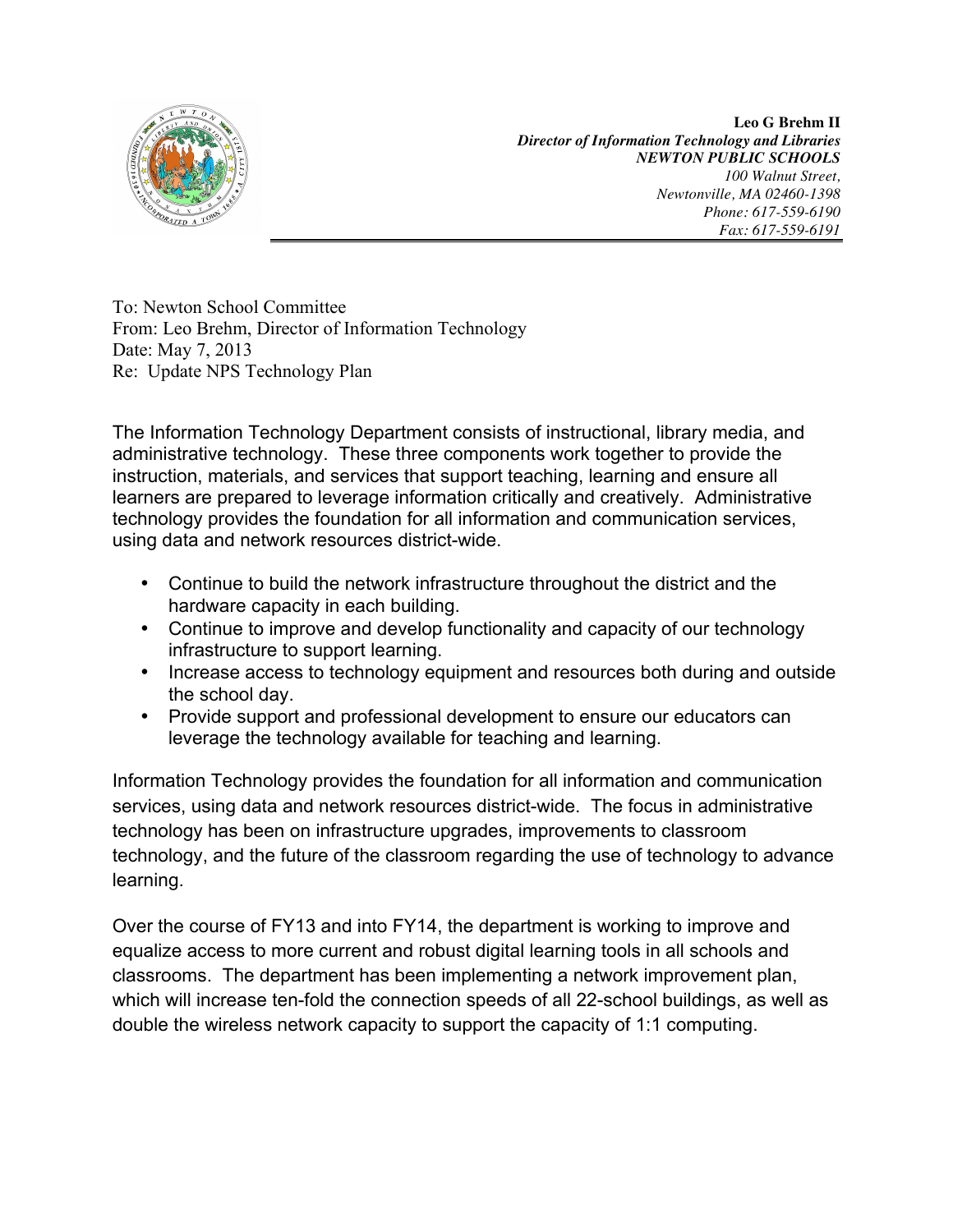**Leo G Brehm II**
***Director of Information Technology and Libraries***
***NEWTON PUBLIC SCHOOLS***
*100 Walnut Street,*
*Newtonville, MA 02460-1398*
*Phone: 617-559-6190*
*Fax: 617-559-6191*

To: Newton School Committee
From: Leo Brehm, Director of Information Technology
Date: May 7, 2013
Re: Update NPS Technology Plan

The Information Technology Department consists of instructional, library media, and administrative technology. These three components work together to provide the instruction, materials, and services that support teaching, learning and ensure all learners are prepared to leverage information critically and creatively. Administrative technology provides the foundation for all information and communication services, using data and network resources district-wide.

- Continue to build the network infrastructure throughout the district and the hardware capacity in each building.
- Continue to improve and develop functionality and capacity of our technology infrastructure to support learning.
- Increase access to technology equipment and resources both during and outside the school day.
- Provide support and professional development to ensure our educators can leverage the technology available for teaching and learning.

Information Technology provides the foundation for all information and communication services, using data and network resources district-wide. The focus in administrative technology has been on infrastructure upgrades, improvements to classroom technology, and the future of the classroom regarding the use of technology to advance learning.

Over the course of FY13 and into FY14, the department is working to improve and equalize access to more current and robust digital learning tools in all schools and classrooms. The department has been implementing a network improvement plan, which will increase ten-fold the connection speeds of all 22-school buildings, as well as double the wireless network capacity to support the capacity of 1:1 computing.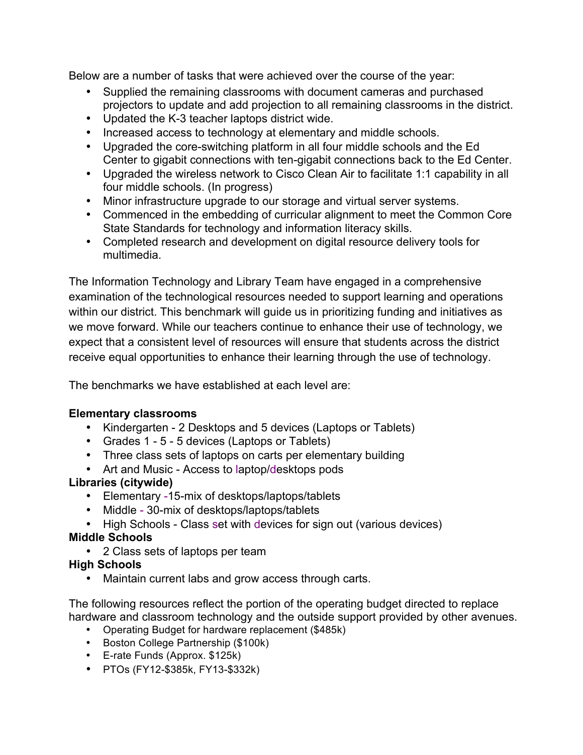Below are a number of tasks that were achieved over the course of the year:

- Supplied the remaining classrooms with document cameras and purchased projectors to update and add projection to all remaining classrooms in the district.
- Updated the K-3 teacher laptops district wide.
- Increased access to technology at elementary and middle schools.
- Upgraded the core-switching platform in all four middle schools and the Ed Center to gigabit connections with ten-gigabit connections back to the Ed Center.
- Upgraded the wireless network to Cisco Clean Air to facilitate 1:1 capability in all four middle schools. (In progress)
- Minor infrastructure upgrade to our storage and virtual server systems.
- Commenced in the embedding of curricular alignment to meet the Common Core State Standards for technology and information literacy skills.
- Completed research and development on digital resource delivery tools for multimedia.

The Information Technology and Library Team have engaged in a comprehensive examination of the technological resources needed to support learning and operations within our district. This benchmark will guide us in prioritizing funding and initiatives as we move forward. While our teachers continue to enhance their use of technology, we expect that a consistent level of resources will ensure that students across the district receive equal opportunities to enhance their learning through the use of technology.

The benchmarks we have established at each level are:

**Elementary classrooms**

- Kindergarten - 2 Desktops and 5 devices (Laptops or Tablets)
- Grades 1 - 5 - 5 devices (Laptops or Tablets)
- Three class sets of laptops on carts per elementary building
- Art and Music - Access to laptop/desktops pods

**Libraries (citywide)**

- Elementary -15-mix of desktops/laptops/tablets
- Middle - 30-mix of desktops/laptops/tablets
- High Schools - Class set with devices for sign out (various devices)

**Middle Schools**

- 2 Class sets of laptops per team

**High Schools**

- Maintain current labs and grow access through carts.

The following resources reflect the portion of the operating budget directed to replace hardware and classroom technology and the outside support provided by other avenues.

- Operating Budget for hardware replacement ($485k)
- Boston College Partnership ($100k)
- E-rate Funds (Approx. $125k)
- PTOs (FY12-$385k, FY13-$332k)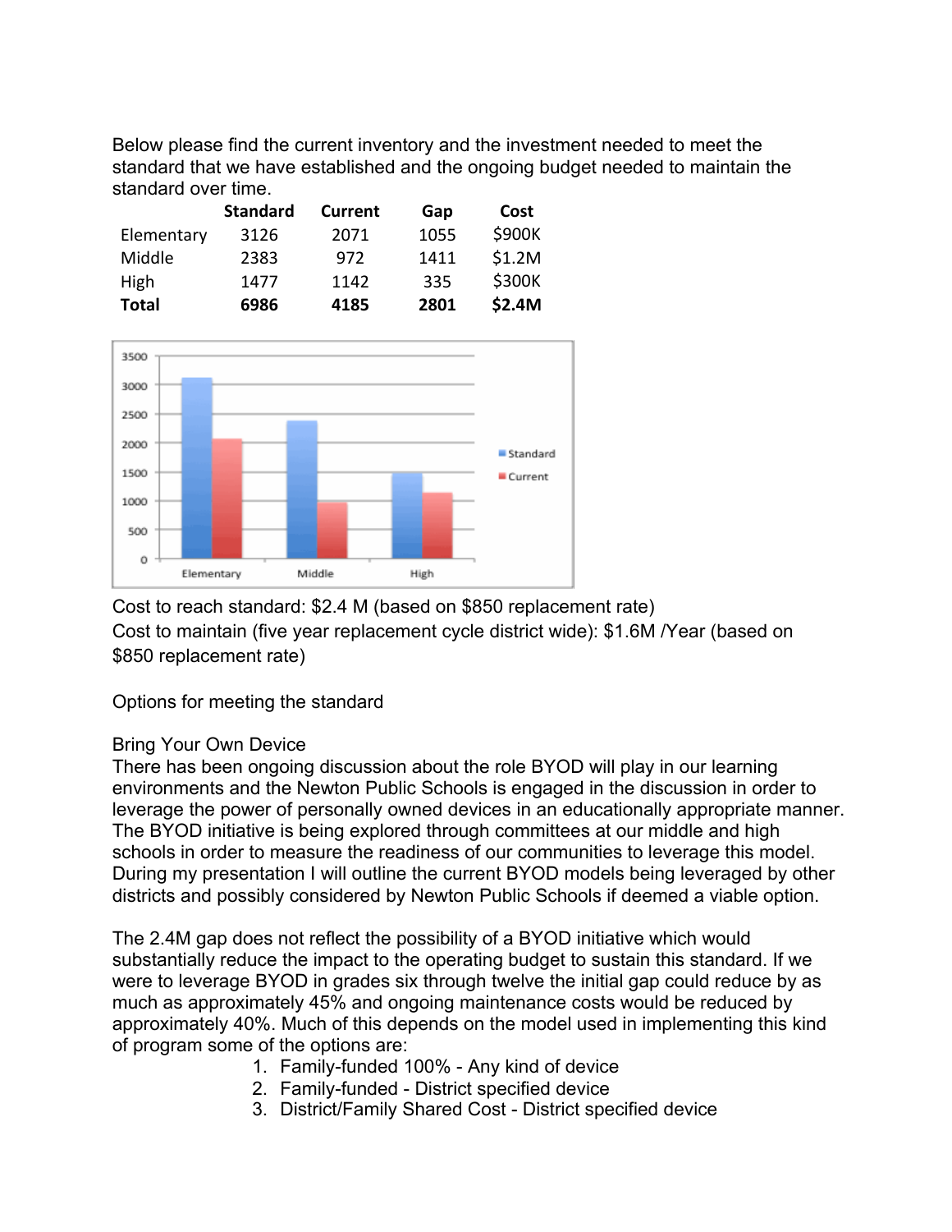Below please find the current inventory and the investment needed to meet the standard that we have established and the ongoing budget needed to maintain the standard over time.

| | Standard | Current | Gap | Cost |
|---|---|---|---|---|
| Elementary | 3126 | 2071 | 1055 | $900K |
| Middle | 2383 | 972 | 1411 | $1.2M |
| High | 1477 | 1142 | 335 | $300K |
| **Total** | **6986** | **4185** | **2801** | **$2.4M** |

Cost to reach standard: $2.4 M (based on $850 replacement rate)
Cost to maintain (five year replacement cycle district wide): $1.6M /Year (based on $850 replacement rate)

Options for meeting the standard

Bring Your Own Device
There has been ongoing discussion about the role BYOD will play in our learning environments and the Newton Public Schools is engaged in the discussion in order to leverage the power of personally owned devices in an educationally appropriate manner. The BYOD initiative is being explored through committees at our middle and high schools in order to measure the readiness of our communities to leverage this model. During my presentation I will outline the current BYOD models being leveraged by other districts and possibly considered by Newton Public Schools if deemed a viable option.

The 2.4M gap does not reflect the possibility of a BYOD initiative which would substantially reduce the impact to the operating budget to sustain this standard. If we were to leverage BYOD in grades six through twelve the initial gap could reduce by as much as approximately 45% and ongoing maintenance costs would be reduced by approximately 40%. Much of this depends on the model used in implementing this kind of program some of the options are:

1. Family-funded 100% - Any kind of device
2. Family-funded - District specified device
3. District/Family Shared Cost - District specified device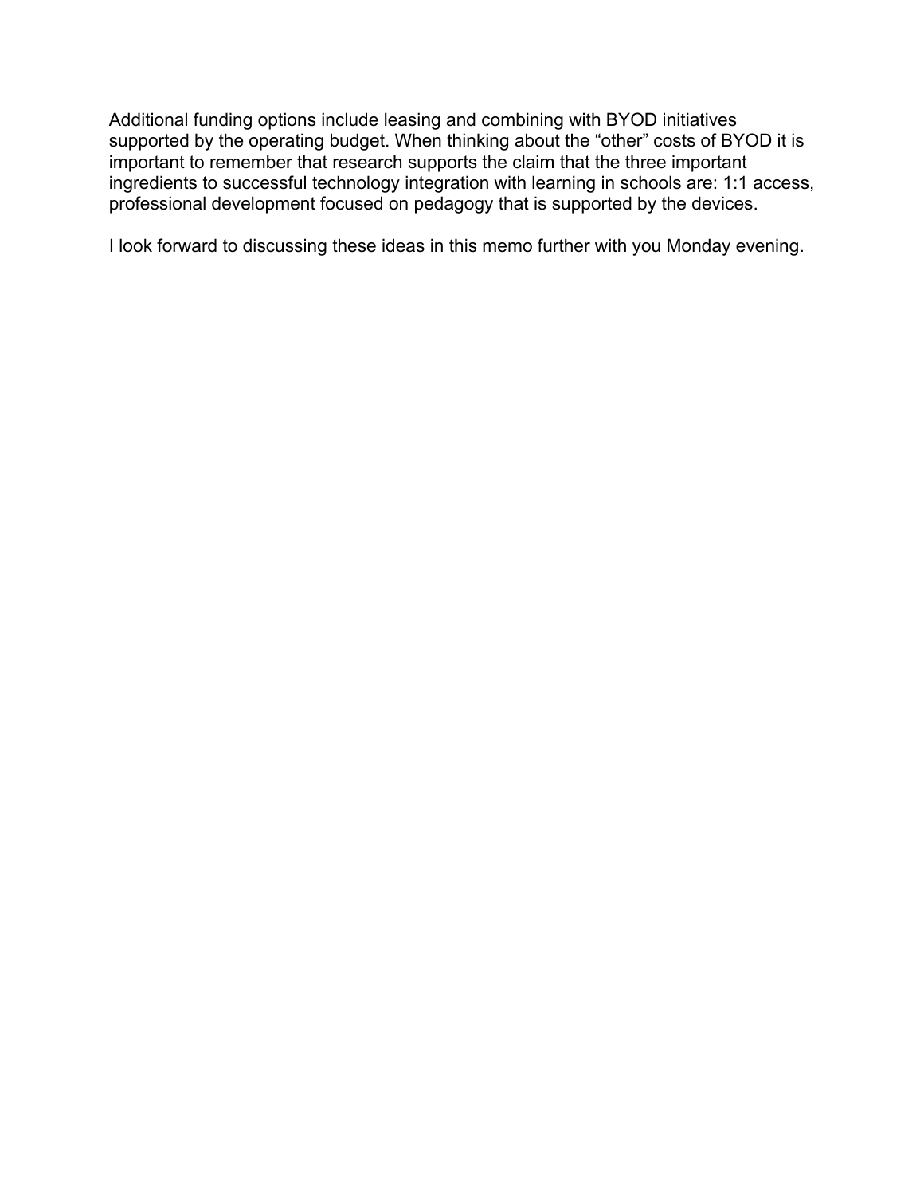Additional funding options include leasing and combining with BYOD initiatives supported by the operating budget. When thinking about the "other" costs of BYOD it is important to remember that research supports the claim that the three important ingredients to successful technology integration with learning in schools are: 1:1 access, professional development focused on pedagogy that is supported by the devices.

I look forward to discussing these ideas in this memo further with you Monday evening.